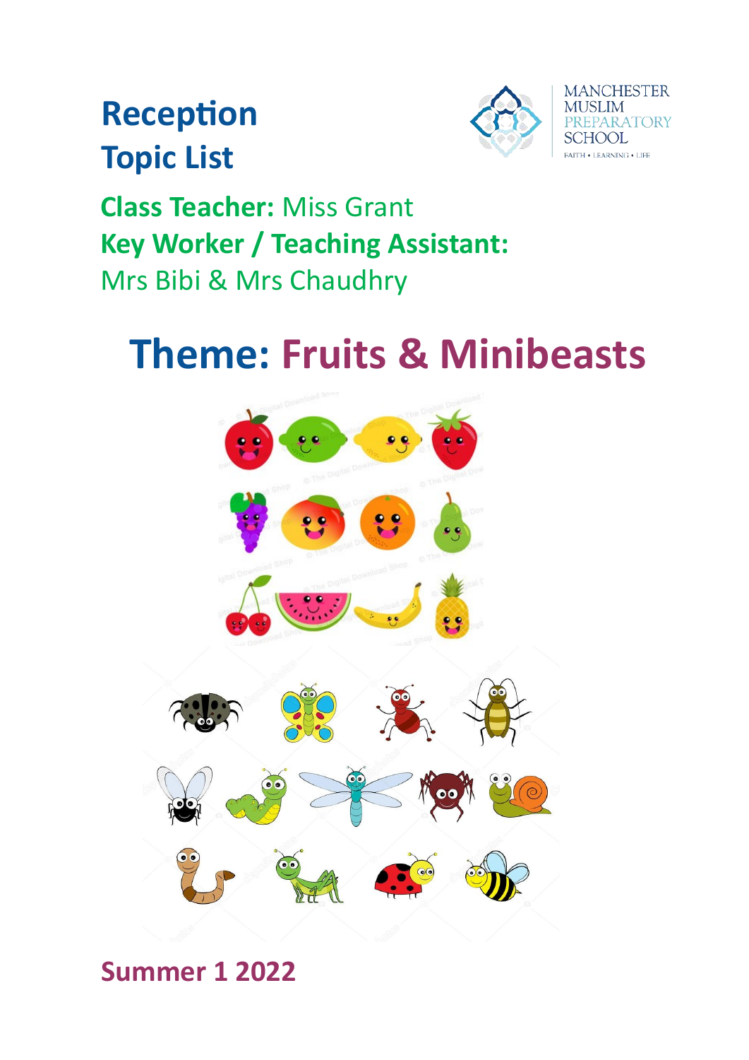# Reception Topic List

MANCHESTER MUSLIM PREPARATORY SCHOOL

FAITH • LEARNING • LIFE

**Class Teacher:** Miss Grant

**Key Worker / Teaching Assistant:**
Mrs Bibi & Mrs Chaudhry

## Theme: Fruits & Minibeasts

**Summer 1 2022**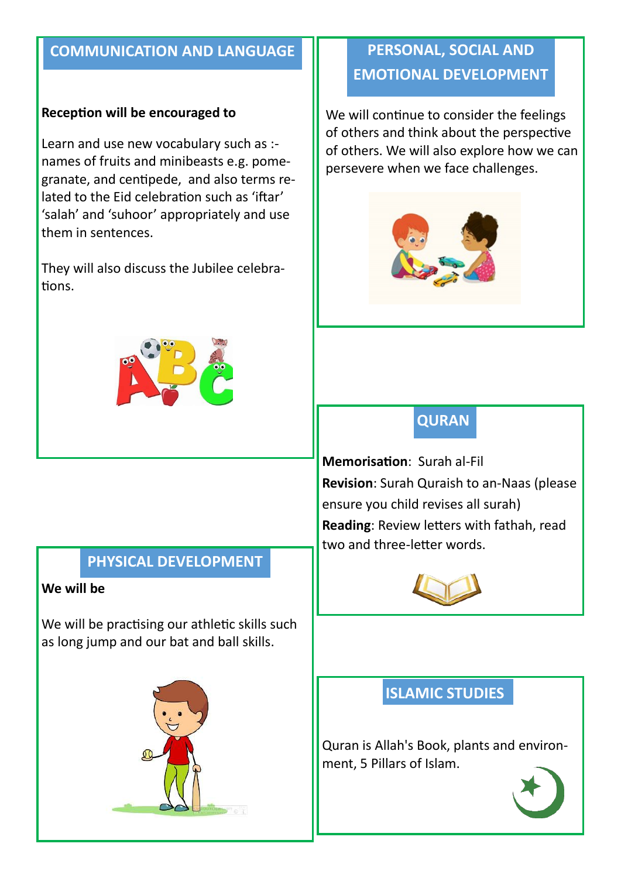## COMMUNICATION AND LANGUAGE

**Reception will be encouraged to**

Learn and use new vocabulary such as :- names of fruits and minibeasts e.g. pomegranate, and centipede, and also terms related to the Eid celebration such as 'iftar' 'salah' and 'suhoor' appropriately and use them in sentences.

They will also discuss the Jubilee celebrations.

## PERSONAL, SOCIAL AND EMOTIONAL DEVELOPMENT

We will continue to consider the feelings of others and think about the perspective of others. We will also explore how we can persevere when we face challenges.

## QURAN

**Memorisation**: Surah al-Fil
**Revision**: Surah Quraish to an-Naas (please ensure you child revises all surah)
**Reading**: Review letters with fathah, read two and three-letter words.

## PHYSICAL DEVELOPMENT

**We will be**

We will be practising our athletic skills such as long jump and our bat and ball skills.

## ISLAMIC STUDIES

Quran is Allah's Book, plants and environment, 5 Pillars of Islam.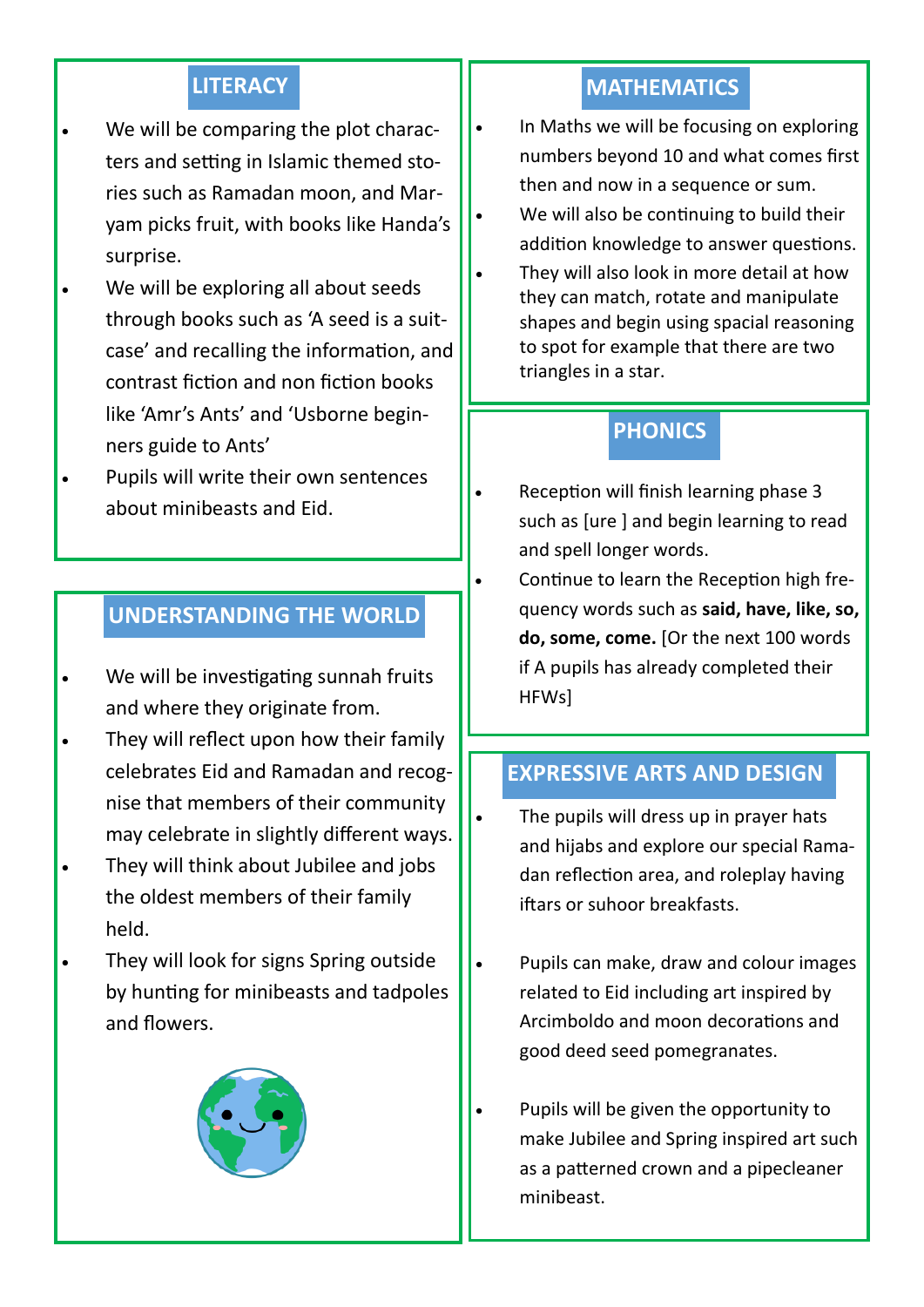## LITERACY

- We will be comparing the plot characters and setting in Islamic themed stories such as Ramadan moon, and Maryam picks fruit, with books like Handa's surprise.
- We will be exploring all about seeds through books such as 'A seed is a suitcase' and recalling the information, and contrast fiction and non fiction books like 'Amr's Ants' and 'Usborne beginners guide to Ants'
- Pupils will write their own sentences about minibeasts and Eid.

## UNDERSTANDING THE WORLD

- We will be investigating sunnah fruits and where they originate from.
- They will reflect upon how their family celebrates Eid and Ramadan and recognise that members of their community may celebrate in slightly different ways.
- They will think about Jubilee and jobs the oldest members of their family held.
- They will look for signs Spring outside by hunting for minibeasts and tadpoles and flowers.

## MATHEMATICS

- In Maths we will be focusing on exploring numbers beyond 10 and what comes first then and now in a sequence or sum.
- We will also be continuing to build their addition knowledge to answer questions.
- They will also look in more detail at how they can match, rotate and manipulate shapes and begin using spacial reasoning to spot for example that there are two triangles in a star.

## PHONICS

- Reception will finish learning phase 3 such as [ure ] and begin learning to read and spell longer words.
- Continue to learn the Reception high frequency words such as **said, have, like, so, do, some, come.** [Or the next 100 words if A pupils has already completed their HFWs]

## EXPRESSIVE ARTS AND DESIGN

- The pupils will dress up in prayer hats and hijabs and explore our special Ramadan reflection area, and roleplay having iftars or suhoor breakfasts.
- Pupils can make, draw and colour images related to Eid including art inspired by Arcimboldo and moon decorations and good deed seed pomegranates.
- Pupils will be given the opportunity to make Jubilee and Spring inspired art such as a patterned crown and a pipecleaner minibeast.